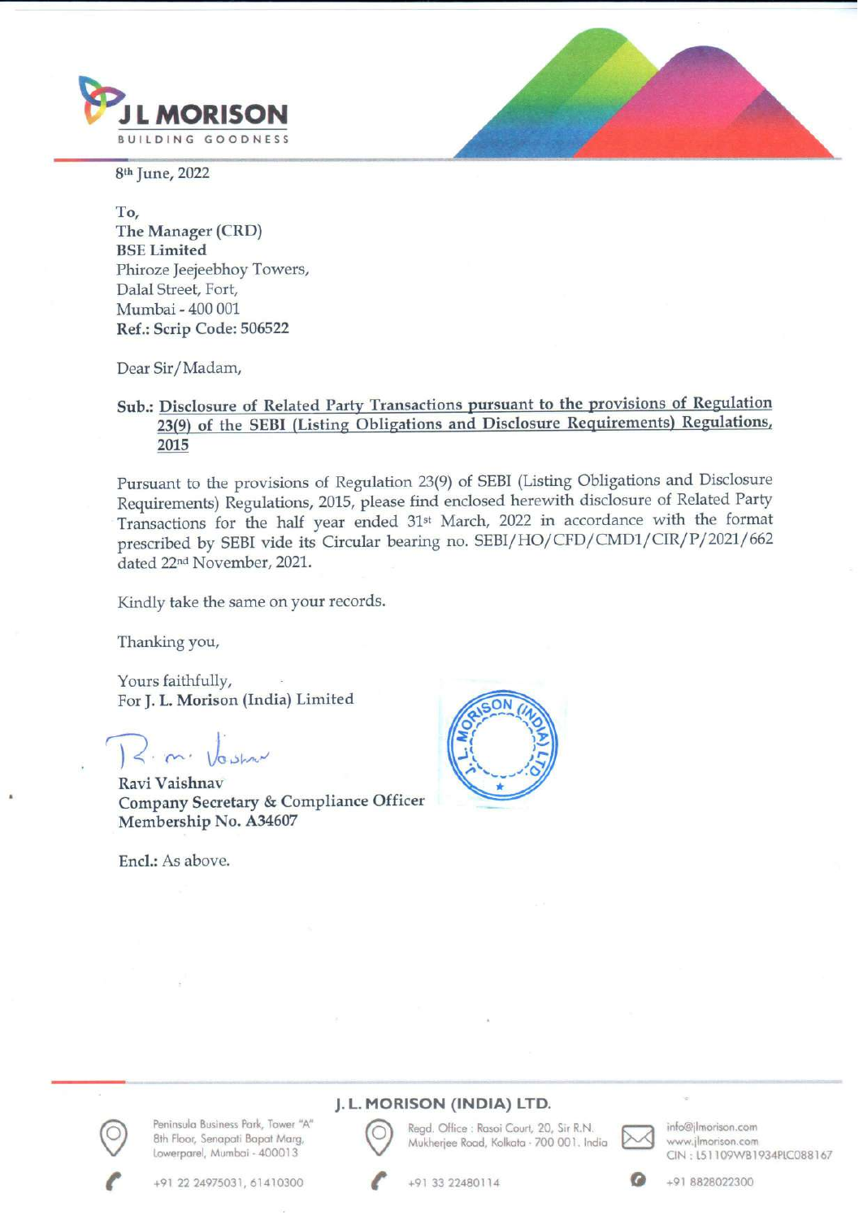8th June, 2022

To,
The Manager (CRD)
**BSE Limited**
Phiroze Jeejeebhoy Towers,
Dalal Street, Fort,
Mumbai - 400 001
**Ref.: Scrip Code: 506522**

Dear Sir/Madam,

**Sub.: Disclosure of Related Party Transactions pursuant to the provisions of Regulation 23(9) of the SEBI (Listing Obligations and Disclosure Requirements) Regulations, 2015**

Pursuant to the provisions of Regulation 23(9) of SEBI (Listing Obligations and Disclosure Requirements) Regulations, 2015, please find enclosed herewith disclosure of Related Party Transactions for the half year ended 31st March, 2022 in accordance with the format prescribed by SEBI vide its Circular bearing no. SEBI/HO/CFD/CMD1/CIR/P/2021/662 dated 22nd November, 2021.

Kindly take the same on your records.

Thanking you,

Yours faithfully,
For **J. L. Morison (India) Limited**

Ravi Vaishnav
Company Secretary & Compliance Officer
Membership No. A34607

Encl.: As above.

**J. L. MORISON (INDIA) LTD.**

Peninsula Business Park, Tower "A" 8th Floor, Senapati Bapat Marg, Lowerparel, Mumbai - 400013
+91 22 24975031, 61410300

Regd. Office : Rasoi Court, 20, Sir R.N. Mukherjee Road, Kolkata - 700 001. India
+91 33 22480114

info@jlmorison.com
www.jlmorison.com
CIN : L51109WB1934PLC088167
+91 8828022300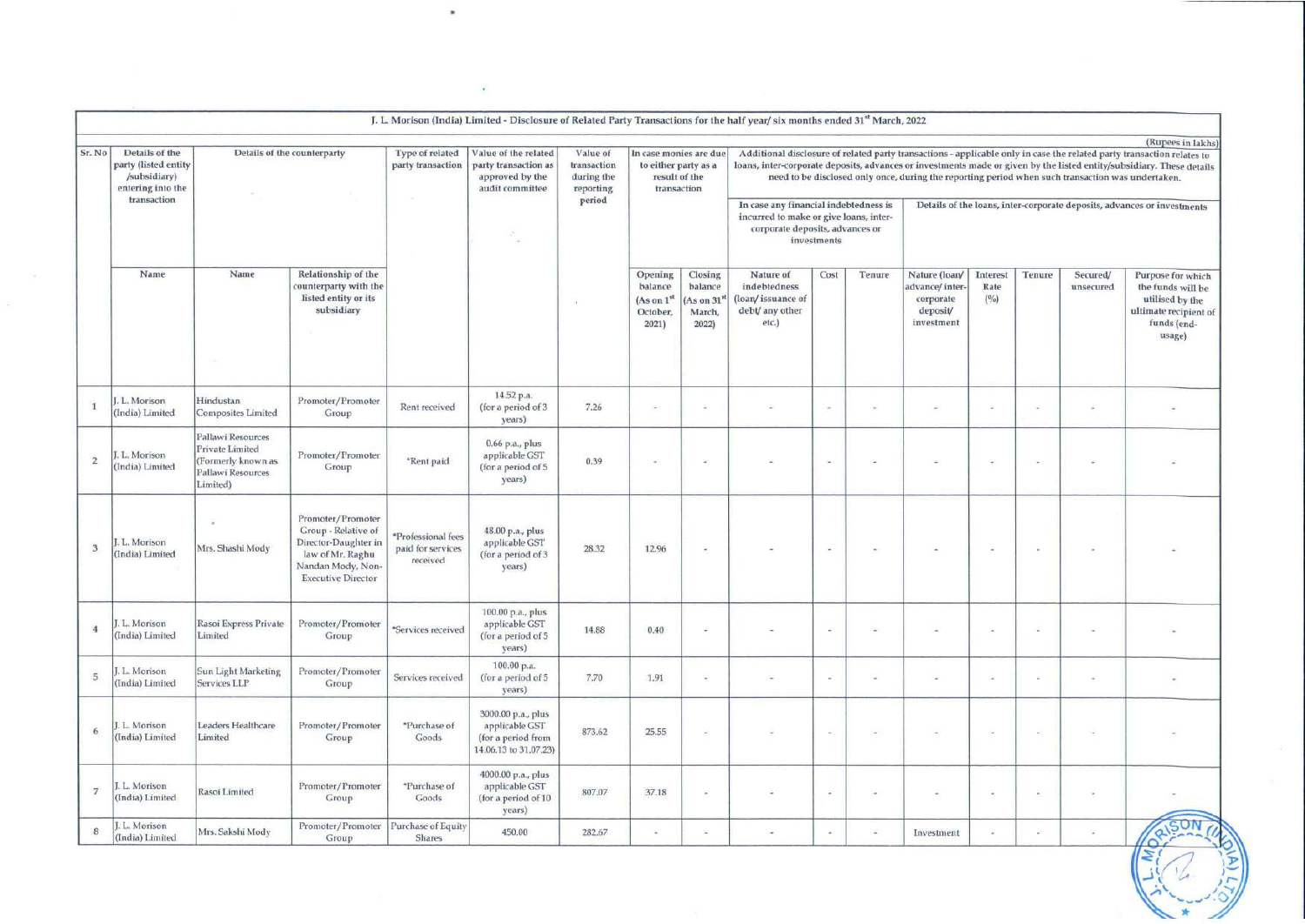J. L. Morison (India) Limited - Disclosure of Related Party Transactions for the half year/ six months ended 31st March, 2022

(Rupees in lakhs)

| Sr. No | Details of the party (listed entity /subsidiary) entering into the transaction | Details of the counterparty | | Type of related party transaction | Value of the related party transaction as approved by the audit committee | Value of transaction during the reporting period | In case monies are due to either party as a result of the transaction | | Additional disclosure of related party transactions - applicable only in case the related party transaction relates to loans, inter-corporate deposits, advances or investments made or given by the listed entity/subsidiary. These details need to be disclosed only once, during the reporting period when such transaction was undertaken. | | | | | | | |
|---|---|---|---|---|---|---|---|---|---|---|---|---|---|---|---|---|
| | | | | | | | | | In case any financial indebtedness is incurred to make or give loans, inter-corporate deposits, advances or investments | | | Details of the loans, inter-corporate deposits, advances or investments | | | | |
| | Name | Name | Relationship of the counterparty with the listed entity or its subsidiary | | | | Opening balance (As on 1st October, 2021) | Closing balance (As on 31st March, 2022) | Nature of indebtedness (loan/ issuance of debt/ any other etc.) | Cost | Tenure | Nature (loan/ advance/ inter-corporate deposit/ investment | Interest Rate (%) | Tenure | Secured/ unsecured | Purpose for which the funds will be utilised by the ultimate recipient of funds (end-usage) |
| 1 | J. L. Morison (India) Limited | Hindustan Composites Limited | Promoter/Promoter Group | Rent received | 14.52 p.a. (for a period of 3 years) | 7.26 | - | - | - | - | - | - | - | - | - | - |
| 2 | J. L. Morison (India) Limited | Pallawi Resources Private Limited (Formerly known as Pallawi Resources Limited) | Promoter/Promoter Group | *Rent paid | 0.66 p.a., plus applicable GST (for a period of 5 years) | 0.39 | - | - | - | - | - | - | - | - | - | - |
| 3 | J. L. Morison (India) Limited | Mrs. Shashi Mody | Promoter/Promoter Group - Relative of Director-Daughter in law of Mr. Raghu Nandan Mody, Non-Executive Director | *Professional fees paid for services received | 48.00 p.a., plus applicable GST (for a period of 3 years) | 28.32 | 12.96 | - | - | - | - | - | - | - | - | - |
| 4 | J. L. Morison (India) Limited | Rasoi Express Private Limited | Promoter/Promoter Group | *Services received | 100.00 p.a., plus applicable GST (for a period of 5 years) | 14.88 | 0.40 | - | - | - | - | - | - | - | - | - |
| 5 | J. L. Morison (India) Limited | Sun Light Marketing Services LLP | Promoter/Promoter Group | Services received | 100.00 p.a. (for a period of 5 years) | 7.70 | 1.91 | - | - | - | - | - | - | - | - | - |
| 6 | J. L. Morison (India) Limited | Leaders Healthcare Limited | Promoter/Promoter Group | *Purchase of Goods | 3000.00 p.a., plus applicable GST (for a period from 14.06.13 to 31.07.23) | 873.62 | 25.55 | - | - | - | - | - | - | - | - | - |
| 7 | J. L. Morison (India) Limited | Rasoi Limited | Promoter/Promoter Group | *Purchase of Goods | 4000.00 p.a., plus applicable GST (for a period of 10 years) | 807.07 | 37.18 | - | - | - | - | - | - | - | - | - |
| 8 | J. L. Morison (India) Limited | Mrs. Sakshi Mody | Promoter/Promoter Group | Purchase of Equity Shares | 450.00 | 282.67 | - | - | - | - | - | Investment | - | - | - | |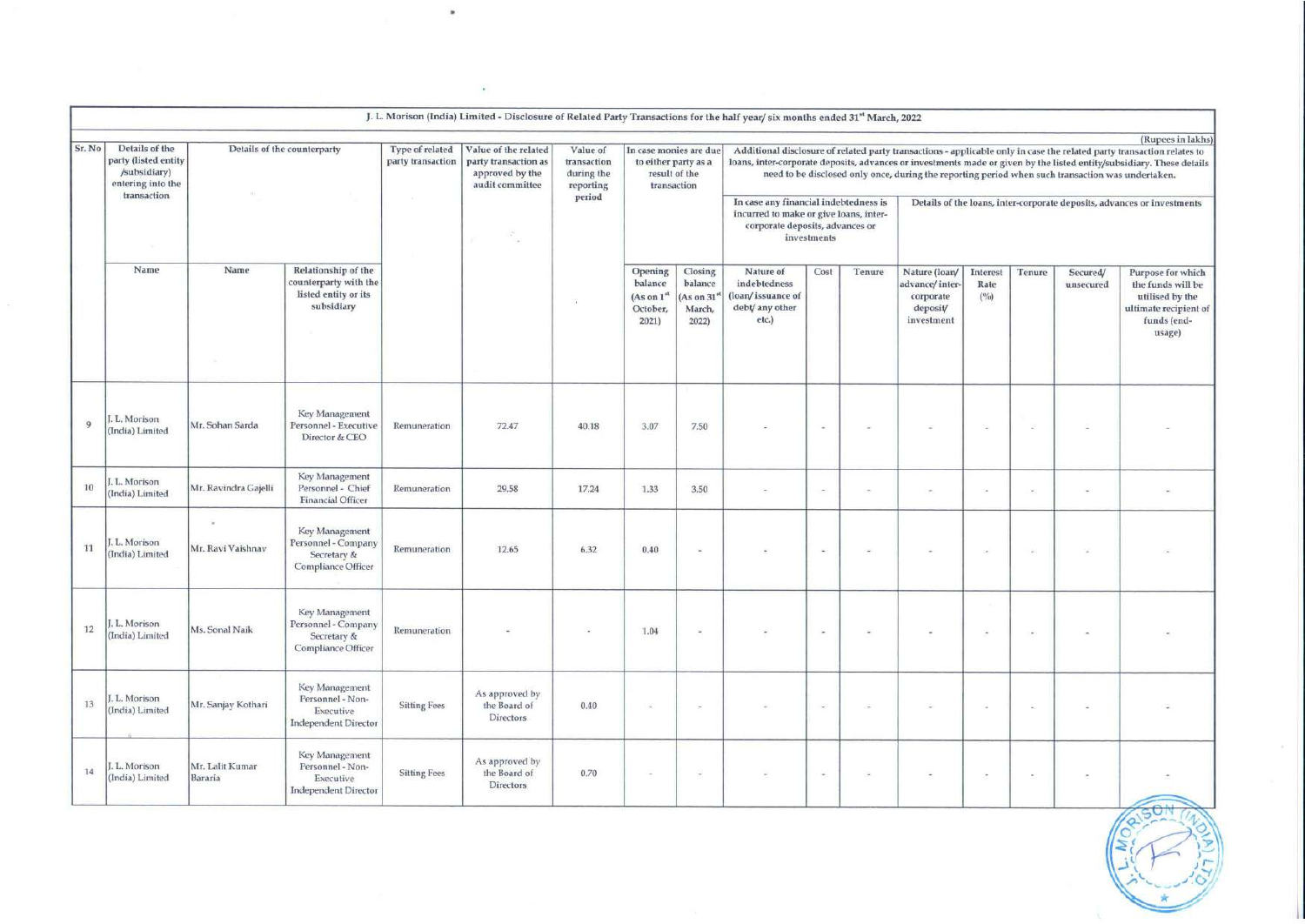J. L. Morison (India) Limited - Disclosure of Related Party Transactions for the half year/ six months ended 31[st] March, 2022

(Rupees in lakhs)

| Sr. No | Details of the party (listed entity /subsidiary) entering into the transaction | Details of the counterparty | | Type of related party transaction | Value of the related party transaction as approved by the audit committee | Value of transaction during the reporting period | In case monies are due to either party as a result of the transaction | | Additional disclosure of related party transactions - applicable only in case the related party transaction relates to loans, inter-corporate deposits, advances or investments made or given by the listed entity/subsidiary. These details need to be disclosed only once, during the reporting period when such transaction was undertaken. | | | | | | | |
|---|---|---|---|---|---|---|---|---|---|---|---|---|---|---|---|---|
| | | | | | | | | | In case any financial indebtedness is incurred to make or give loans, inter-corporate deposits, advances or investments | | | Details of the loans, inter-corporate deposits, advances or investments | | | | |
| | Name | Name | Relationship of the counterparty with the listed entity or its subsidiary | | | | Opening balance (As on 1[st] October, 2021) | Closing balance (As on 31[st] March, 2022) | Nature of indebtedness (loan/ issuance of debt/ any other etc.) | Cost | Tenure | Nature (loan/ advance/ inter-corporate deposit/ investment | Interest Rate (%) | Tenure | Secured/ unsecured | Purpose for which the funds will be utilised by the ultimate recipient of funds (end-usage) |
| 9 | J. L. Morison (India) Limited | Mr. Sohan Sarda | Key Management Personnel - Executive Director & CEO | Remuneration | 72.47 | 40.18 | 3.07 | 7.50 | - | - | - | - | - | - | - | - |
| 10 | J. L. Morison (India) Limited | Mr. Ravindra Gajelli | Key Management Personnel - Chief Financial Officer | Remuneration | 29.58 | 17.24 | 1.33 | 3.50 | - | - | - | - | - | - | - | - |
| 11 | J. L. Morison (India) Limited | Mr. Ravi Vaishnav | Key Management Personnel - Company Secretary & Compliance Officer | Remuneration | 12.65 | 6.32 | 0.40 | - | - | - | - | - | - | - | - | - |
| 12 | J. L. Morison (India) Limited | Ms. Sonal Naik | Key Management Personnel - Company Secretary & Compliance Officer | Remuneration | - | - | 1.04 | - | - | - | - | - | - | - | - | - |
| 13 | J. L. Morison (India) Limited | Mr. Sanjay Kothari | Key Management Personnel - Non-Executive Independent Director | Sitting Fees | As approved by the Board of Directors | 0.40 | - | - | - | - | - | - | - | - | - | - |
| 14 | J. L. Morison (India) Limited | Mr. Lalit Kumar Bararia | Key Management Personnel - Non-Executive Independent Director | Sitting Fees | As approved by the Board of Directors | 0.70 | - | - | - | - | - | - | - | - | - | - |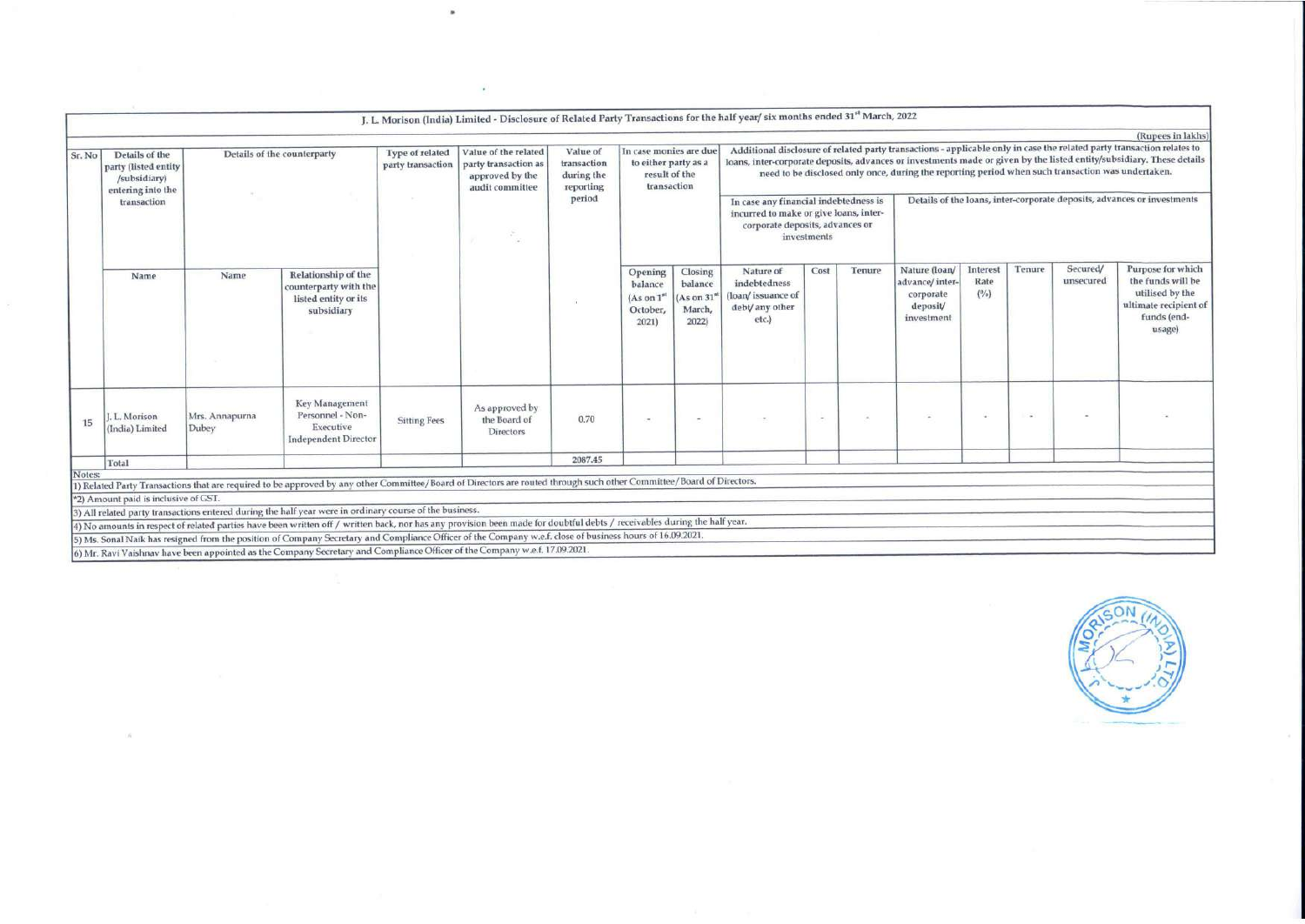J. L. Morison (India) Limited - Disclosure of Related Party Transactions for the half year/ six months ended 31st March, 2022

(Rupees in lakhs)

| Sr. No | Details of the party (listed entity /subsidiary) entering into the transaction | Details of the counterparty | | Type of related party transaction | Value of the related party transaction as approved by the audit committee | Value of transaction during the reporting period | In case monies are due to either party as a result of the transaction | | Additional disclosure of related party transactions - applicable only in case the related party transaction relates to loans, inter-corporate deposits, advances or investments made or given by the listed entity/subsidiary. These details need to be disclosed only once, during the reporting period when such transaction was undertaken. | | | | | | | |
|---|---|---|---|---|---|---|---|---|---|---|---|---|---|---|---|---|
| | | | | | | | | | In case any financial indebtedness is incurred to make or give loans, inter-corporate deposits, advances or investments | | | Details of the loans, inter-corporate deposits, advances or investments | | | | |
| | Name | Name | Relationship of the counterparty with the listed entity or its subsidiary | | | | Opening balance (As on 1st October, 2021) | Closing balance (As on 31st March, 2022) | Nature of indebtedness (loan/ issuance of debt/ any other etc.) | Cost | Tenure | Nature (loan/ advance/ inter-corporate deposit/ investment | Interest Rate (%) | Tenure | Secured/ unsecured | Purpose for which the funds will be utilised by the ultimate recipient of funds (end-usage) |
| 15 | J. L. Morison (India) Limited | Mrs. Annapurna Dubey | Key Management Personnel - Non-Executive Independent Director | Sitting Fees | As approved by the Board of Directors | 0.70 | - | - | - | - | - | - | - | - | - | - |
| | Total | | | | | 2087.45 | | | | | | | | | | |

Notes:

1) Related Party Transactions that are required to be approved by any other Committee/Board of Directors are routed through such other Committee/Board of Directors.

*2) Amount paid is inclusive of GST.

3) All related party transactions entered during the half year were in ordinary course of the business.

4) No amounts in respect of related parties have been written off / written back, nor has any provision been made for doubtful debts / receivables during the half year.

5) Ms. Sonal Naik has resigned from the position of Company Secretary and Compliance Officer of the Company w.e.f. close of business hours of 16.09.2021.

6) Mr. Ravi Vaishnav have been appointed as the Company Secretary and Compliance Officer of the Company w.e.f. 17.09.2021.